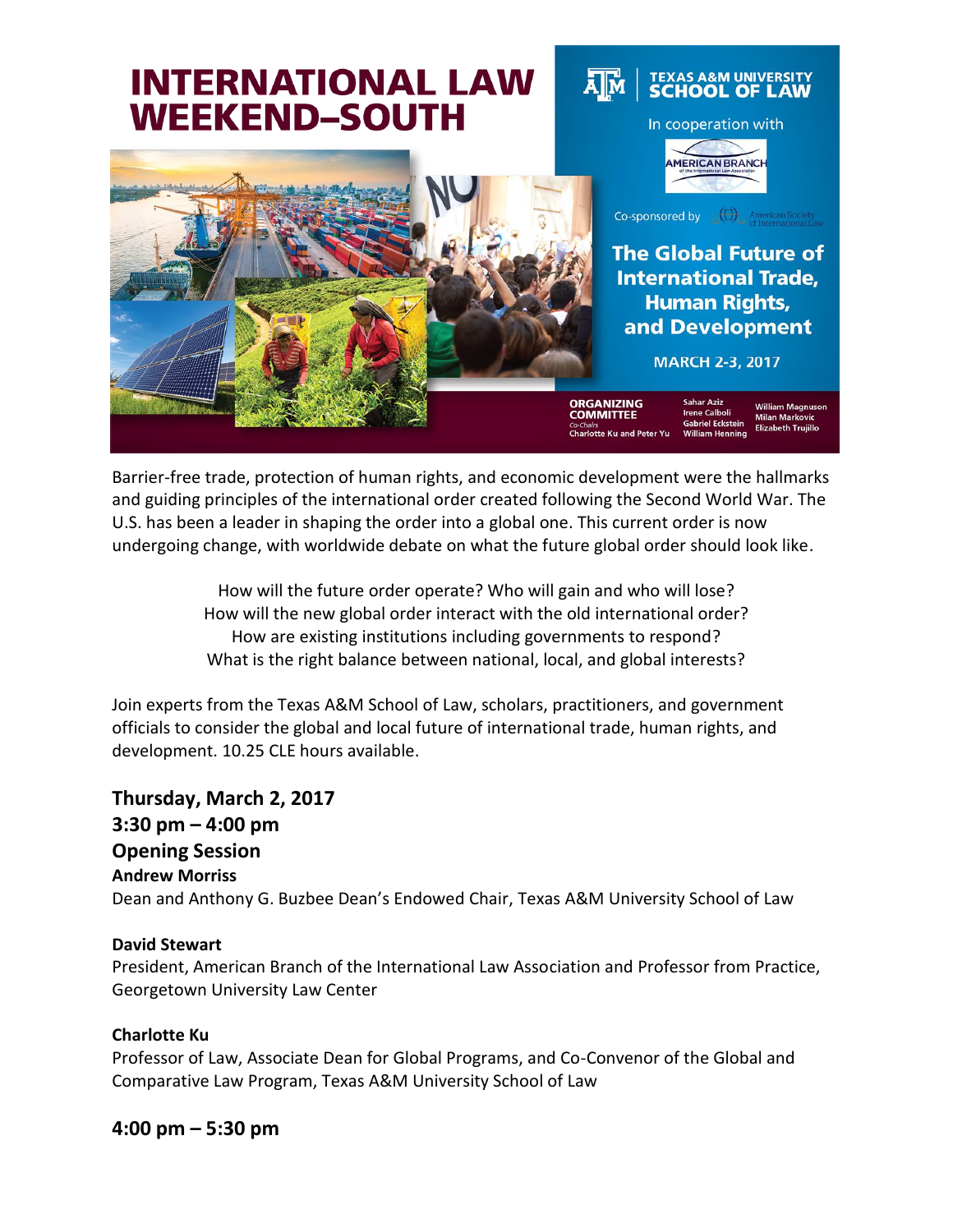# INTERNATIONAL LAW WEEKEND–SOUTH

TEXAS A&M UNIVERSITY SCHOOL OF LAW

In cooperation with

AMERICAN BRANCH of the International Law Association

Co-sponsored by American Society of International Law

## The Global Future of International Trade, Human Rights, and Development

MARCH 2-3, 2017

**ORGANIZING COMMITTEE**
Co-Chairs
Charlotte Ku and Peter Yu

Sahar Aziz
Irene Calboli
Gabriel Eckstein
William Henning
William Magnuson
Milan Markovic
Elizabeth Trujillo

Barrier-free trade, protection of human rights, and economic development were the hallmarks and guiding principles of the international order created following the Second World War. The U.S. has been a leader in shaping the order into a global one. This current order is now undergoing change, with worldwide debate on what the future global order should look like.

How will the future order operate? Who will gain and who will lose?
How will the new global order interact with the old international order?
How are existing institutions including governments to respond?
What is the right balance between national, local, and global interests?

Join experts from the Texas A&M School of Law, scholars, practitioners, and government officials to consider the global and local future of international trade, human rights, and development. 10.25 CLE hours available.

### Thursday, March 2, 2017
### 3:30 pm – 4:00 pm
### Opening Session

**Andrew Morriss**
Dean and Anthony G. Buzbee Dean's Endowed Chair, Texas A&M University School of Law

**David Stewart**
President, American Branch of the International Law Association and Professor from Practice, Georgetown University Law Center

**Charlotte Ku**
Professor of Law, Associate Dean for Global Programs, and Co-Convenor of the Global and Comparative Law Program, Texas A&M University School of Law

### 4:00 pm – 5:30 pm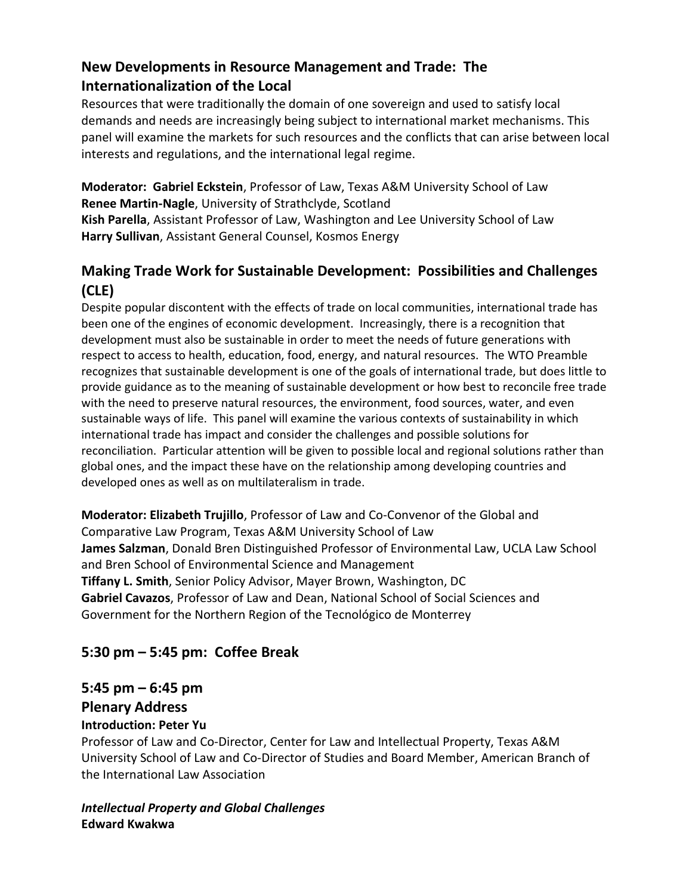## New Developments in Resource Management and Trade: The Internationalization of the Local

Resources that were traditionally the domain of one sovereign and used to satisfy local demands and needs are increasingly being subject to international market mechanisms. This panel will examine the markets for such resources and the conflicts that can arise between local interests and regulations, and the international legal regime.

**Moderator: Gabriel Eckstein**, Professor of Law, Texas A&M University School of Law
**Renee Martin-Nagle**, University of Strathclyde, Scotland
**Kish Parella**, Assistant Professor of Law, Washington and Lee University School of Law
**Harry Sullivan**, Assistant General Counsel, Kosmos Energy

## Making Trade Work for Sustainable Development: Possibilities and Challenges (CLE)

Despite popular discontent with the effects of trade on local communities, international trade has been one of the engines of economic development. Increasingly, there is a recognition that development must also be sustainable in order to meet the needs of future generations with respect to access to health, education, food, energy, and natural resources. The WTO Preamble recognizes that sustainable development is one of the goals of international trade, but does little to provide guidance as to the meaning of sustainable development or how best to reconcile free trade with the need to preserve natural resources, the environment, food sources, water, and even sustainable ways of life. This panel will examine the various contexts of sustainability in which international trade has impact and consider the challenges and possible solutions for reconciliation. Particular attention will be given to possible local and regional solutions rather than global ones, and the impact these have on the relationship among developing countries and developed ones as well as on multilateralism in trade.

**Moderator: Elizabeth Trujillo**, Professor of Law and Co-Convenor of the Global and Comparative Law Program, Texas A&M University School of Law
**James Salzman**, Donald Bren Distinguished Professor of Environmental Law, UCLA Law School and Bren School of Environmental Science and Management
**Tiffany L. Smith**, Senior Policy Advisor, Mayer Brown, Washington, DC
**Gabriel Cavazos**, Professor of Law and Dean, National School of Social Sciences and Government for the Northern Region of the Tecnológico de Monterrey

## 5:30 pm – 5:45 pm: Coffee Break

## 5:45 pm – 6:45 pm
## Plenary Address

**Introduction: Peter Yu**
Professor of Law and Co-Director, Center for Law and Intellectual Property, Texas A&M University School of Law and Co-Director of Studies and Board Member, American Branch of the International Law Association

***Intellectual Property and Global Challenges***
**Edward Kwakwa**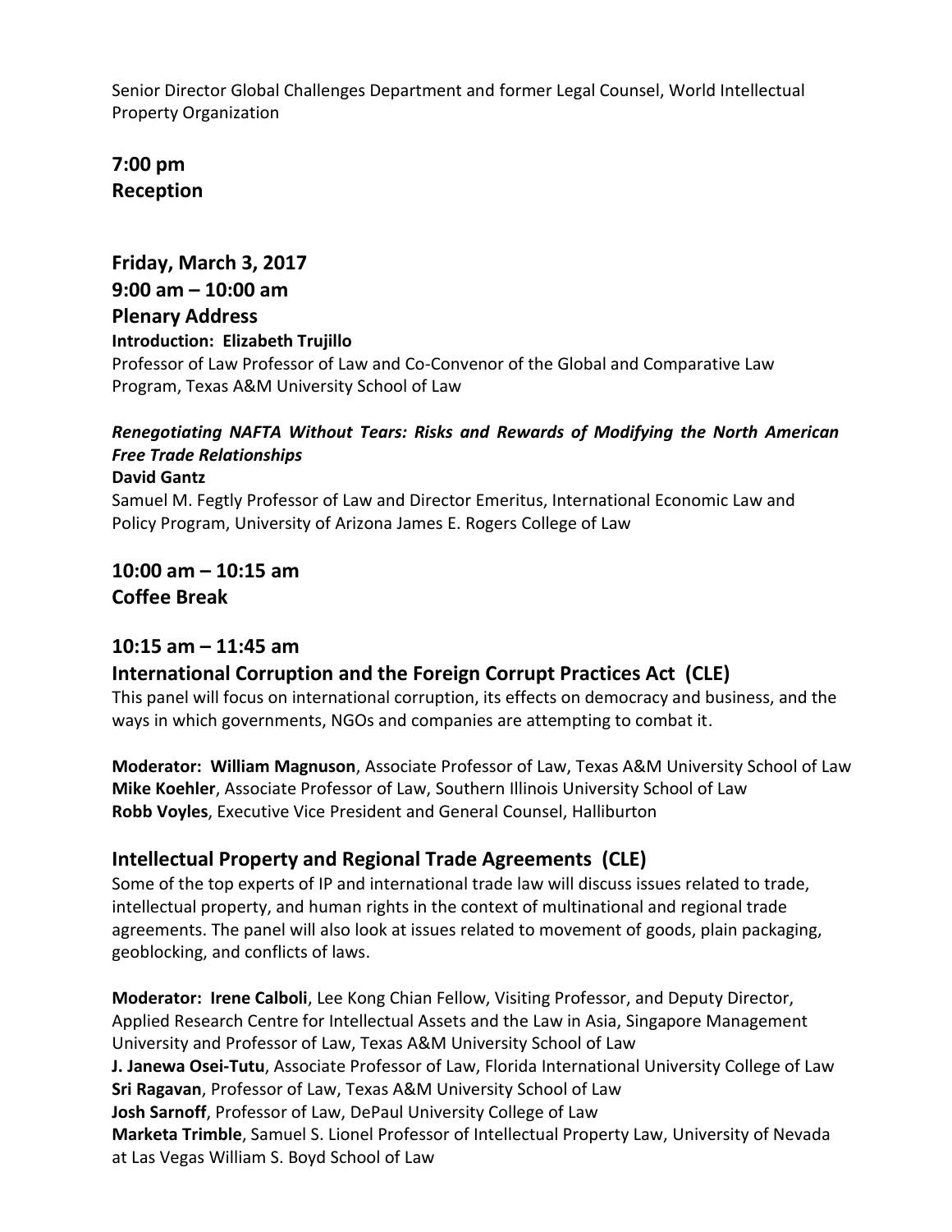Senior Director Global Challenges Department and former Legal Counsel, World Intellectual Property Organization

**7:00 pm**
**Reception**

## Friday, March 3, 2017

**9:00 am – 10:00 am**
**Plenary Address**

**Introduction: Elizabeth Trujillo**
Professor of Law Professor of Law and Co-Convenor of the Global and Comparative Law Program, Texas A&M University School of Law

***Renegotiating NAFTA Without Tears: Risks and Rewards of Modifying the North American Free Trade Relationships***
**David Gantz**
Samuel M. Fegtly Professor of Law and Director Emeritus, International Economic Law and Policy Program, University of Arizona James E. Rogers College of Law

**10:00 am – 10:15 am**
**Coffee Break**

**10:15 am – 11:45 am**

### International Corruption and the Foreign Corrupt Practices Act (CLE)

This panel will focus on international corruption, its effects on democracy and business, and the ways in which governments, NGOs and companies are attempting to combat it.

**Moderator: William Magnuson**, Associate Professor of Law, Texas A&M University School of Law
**Mike Koehler**, Associate Professor of Law, Southern Illinois University School of Law
**Robb Voyles**, Executive Vice President and General Counsel, Halliburton

### Intellectual Property and Regional Trade Agreements (CLE)

Some of the top experts of IP and international trade law will discuss issues related to trade, intellectual property, and human rights in the context of multinational and regional trade agreements. The panel will also look at issues related to movement of goods, plain packaging, geoblocking, and conflicts of laws.

**Moderator: Irene Calboli**, Lee Kong Chian Fellow, Visiting Professor, and Deputy Director, Applied Research Centre for Intellectual Assets and the Law in Asia, Singapore Management University and Professor of Law, Texas A&M University School of Law
**J. Janewa Osei-Tutu**, Associate Professor of Law, Florida International University College of Law
**Sri Ragavan**, Professor of Law, Texas A&M University School of Law
**Josh Sarnoff**, Professor of Law, DePaul University College of Law
**Marketa Trimble**, Samuel S. Lionel Professor of Intellectual Property Law, University of Nevada at Las Vegas William S. Boyd School of Law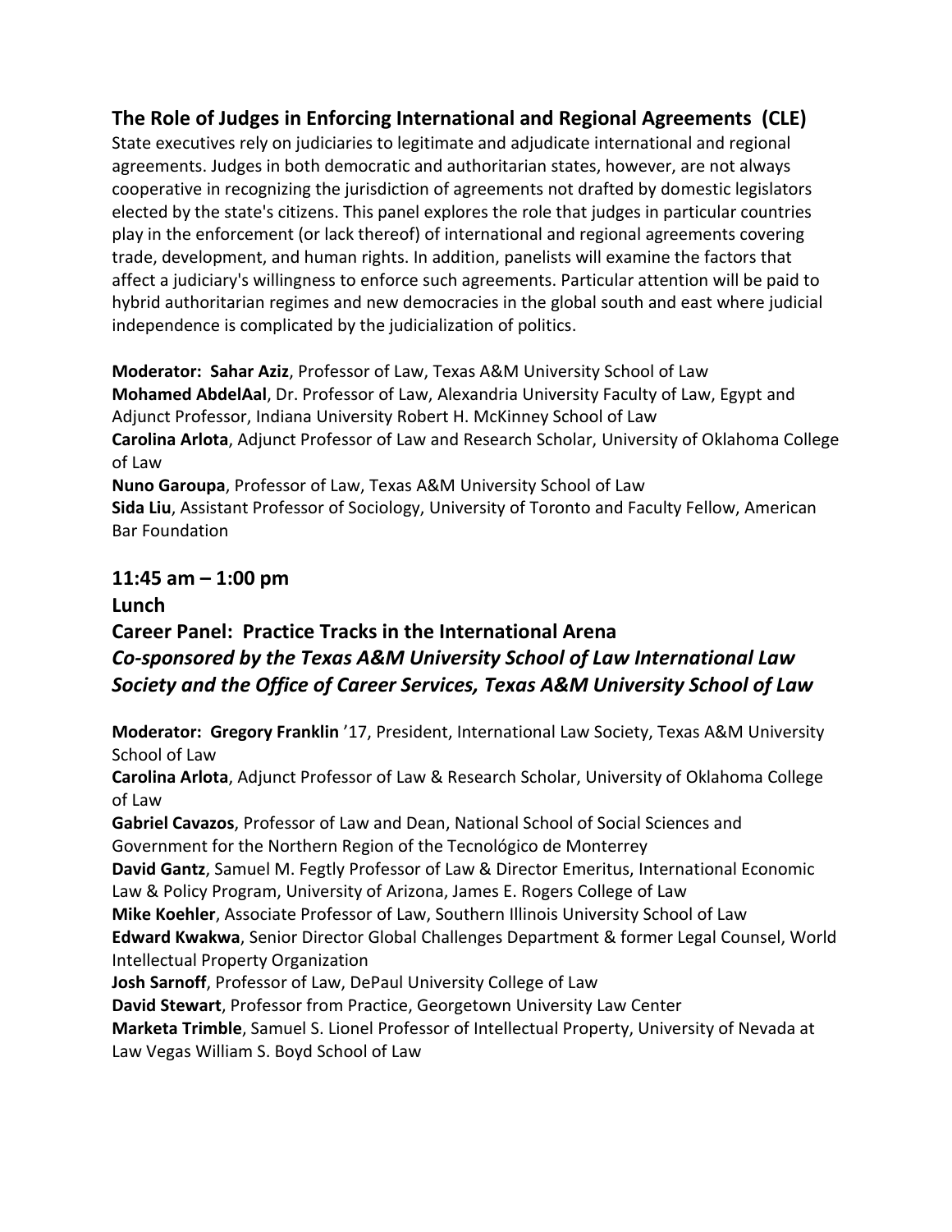## The Role of Judges in Enforcing International and Regional Agreements (CLE)

State executives rely on judiciaries to legitimate and adjudicate international and regional agreements. Judges in both democratic and authoritarian states, however, are not always cooperative in recognizing the jurisdiction of agreements not drafted by domestic legislators elected by the state's citizens. This panel explores the role that judges in particular countries play in the enforcement (or lack thereof) of international and regional agreements covering trade, development, and human rights. In addition, panelists will examine the factors that affect a judiciary's willingness to enforce such agreements. Particular attention will be paid to hybrid authoritarian regimes and new democracies in the global south and east where judicial independence is complicated by the judicialization of politics.

**Moderator: Sahar Aziz**, Professor of Law, Texas A&M University School of Law
**Mohamed AbdelAal**, Dr. Professor of Law, Alexandria University Faculty of Law, Egypt and Adjunct Professor, Indiana University Robert H. McKinney School of Law
**Carolina Arlota**, Adjunct Professor of Law and Research Scholar, University of Oklahoma College of Law
**Nuno Garoupa**, Professor of Law, Texas A&M University School of Law
**Sida Liu**, Assistant Professor of Sociology, University of Toronto and Faculty Fellow, American Bar Foundation

## 11:45 am – 1:00 pm

## Lunch

## Career Panel: Practice Tracks in the International Arena

***Co-sponsored by the Texas A&M University School of Law International Law Society and the Office of Career Services, Texas A&M University School of Law***

**Moderator: Gregory Franklin** '17, President, International Law Society, Texas A&M University School of Law
**Carolina Arlota**, Adjunct Professor of Law & Research Scholar, University of Oklahoma College of Law
**Gabriel Cavazos**, Professor of Law and Dean, National School of Social Sciences and Government for the Northern Region of the Tecnológico de Monterrey
**David Gantz**, Samuel M. Fegtly Professor of Law & Director Emeritus, International Economic Law & Policy Program, University of Arizona, James E. Rogers College of Law
**Mike Koehler**, Associate Professor of Law, Southern Illinois University School of Law
**Edward Kwakwa**, Senior Director Global Challenges Department & former Legal Counsel, World Intellectual Property Organization
**Josh Sarnoff**, Professor of Law, DePaul University College of Law
**David Stewart**, Professor from Practice, Georgetown University Law Center
**Marketa Trimble**, Samuel S. Lionel Professor of Intellectual Property, University of Nevada at Law Vegas William S. Boyd School of Law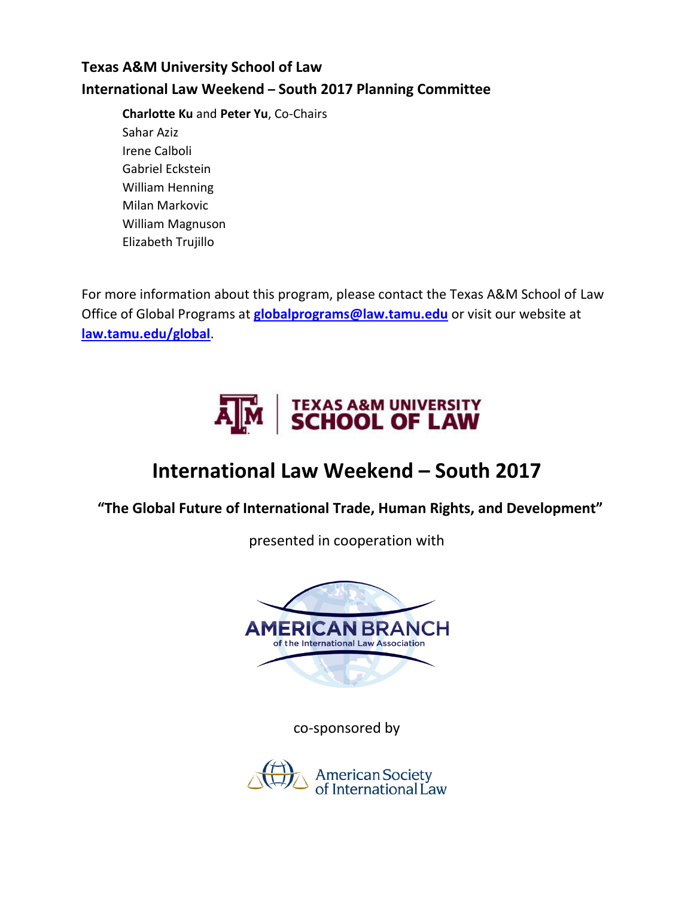**Texas A&M University School of Law**
**International Law Weekend – South 2017 Planning Committee**

**Charlotte Ku** and **Peter Yu**, Co-Chairs
Sahar Aziz
Irene Calboli
Gabriel Eckstein
William Henning
Milan Markovic
William Magnuson
Elizabeth Trujillo

For more information about this program, please contact the Texas A&M School of Law Office of Global Programs at **globalprograms@law.tamu.edu** or visit our website at **law.tamu.edu/global**.

TEXAS A&M UNIVERSITY SCHOOL OF LAW

# International Law Weekend – South 2017

**"The Global Future of International Trade, Human Rights, and Development"**

presented in cooperation with

AMERICAN BRANCH of the International Law Association

co-sponsored by

American Society of International Law